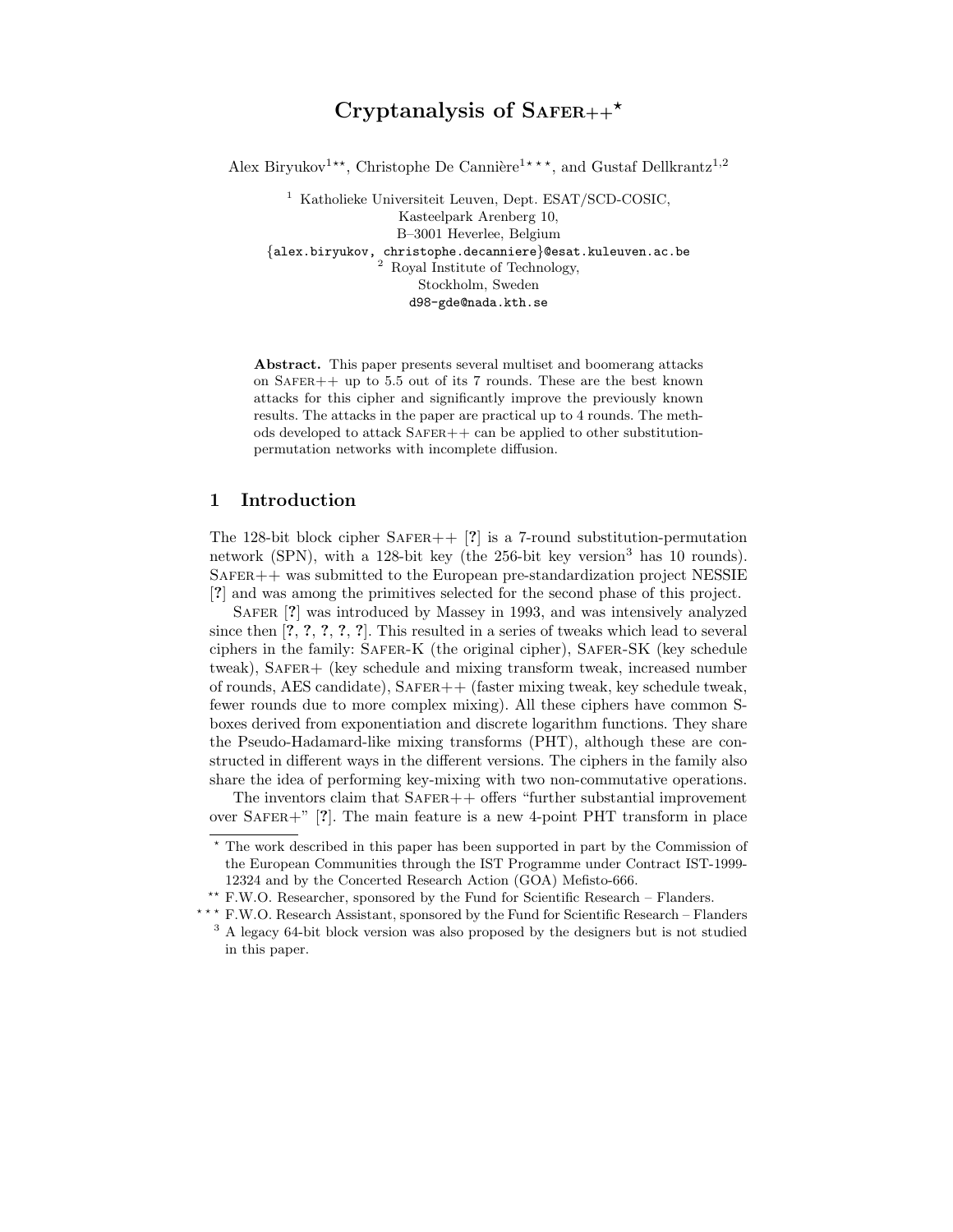# Cryptanalysis of Safer++[⋆]

Alex Biryukov[1⋆⋆], Christophe De Cannière[1⋆⋆⋆], and Gustaf Dellkrantz[1,2]

[1] Katholieke Universiteit Leuven, Dept. ESAT/SCD-COSIC,
Kasteelpark Arenberg 10,
B–3001 Heverlee, Belgium
{alex.biryukov, christophe.decanniere}@esat.kuleuven.ac.be

[2] Royal Institute of Technology,
Stockholm, Sweden
d98-gde@nada.kth.se

**Abstract.** This paper presents several multiset and boomerang attacks on Safer++ up to 5.5 out of its 7 rounds. These are the best known attacks for this cipher and significantly improve the previously known results. The attacks in the paper are practical up to 4 rounds. The methods developed to attack Safer++ can be applied to other substitution-permutation networks with incomplete diffusion.

## 1 Introduction

The 128-bit block cipher Safer++ [**?**] is a 7-round substitution-permutation network (SPN), with a 128-bit key (the 256-bit key version[3] has 10 rounds). Safer++ was submitted to the European pre-standardization project NESSIE [**?**] and was among the primitives selected for the second phase of this project.

Safer [**?**] was introduced by Massey in 1993, and was intensively analyzed since then [**?**, **?**, **?**, **?**, **?**]. This resulted in a series of tweaks which lead to several ciphers in the family: Safer-K (the original cipher), Safer-SK (key schedule tweak), Safer+ (key schedule and mixing transform tweak, increased number of rounds, AES candidate), Safer++ (faster mixing tweak, key schedule tweak, fewer rounds due to more complex mixing). All these ciphers have common S-boxes derived from exponentiation and discrete logarithm functions. They share the Pseudo-Hadamard-like mixing transforms (PHT), although these are constructed in different ways in the different versions. The ciphers in the family also share the idea of performing key-mixing with two non-commutative operations.

The inventors claim that Safer++ offers "further substantial improvement over Safer+" [**?**]. The main feature is a new 4-point PHT transform in place

---

[⋆] The work described in this paper has been supported in part by the Commission of the European Communities through the IST Programme under Contract IST-1999-12324 and by the Concerted Research Action (GOA) Mefisto-666.

[⋆⋆] F.W.O. Researcher, sponsored by the Fund for Scientific Research – Flanders.

[⋆⋆⋆] F.W.O. Research Assistant, sponsored by the Fund for Scientific Research – Flanders

[3] A legacy 64-bit block version was also proposed by the designers but is not studied in this paper.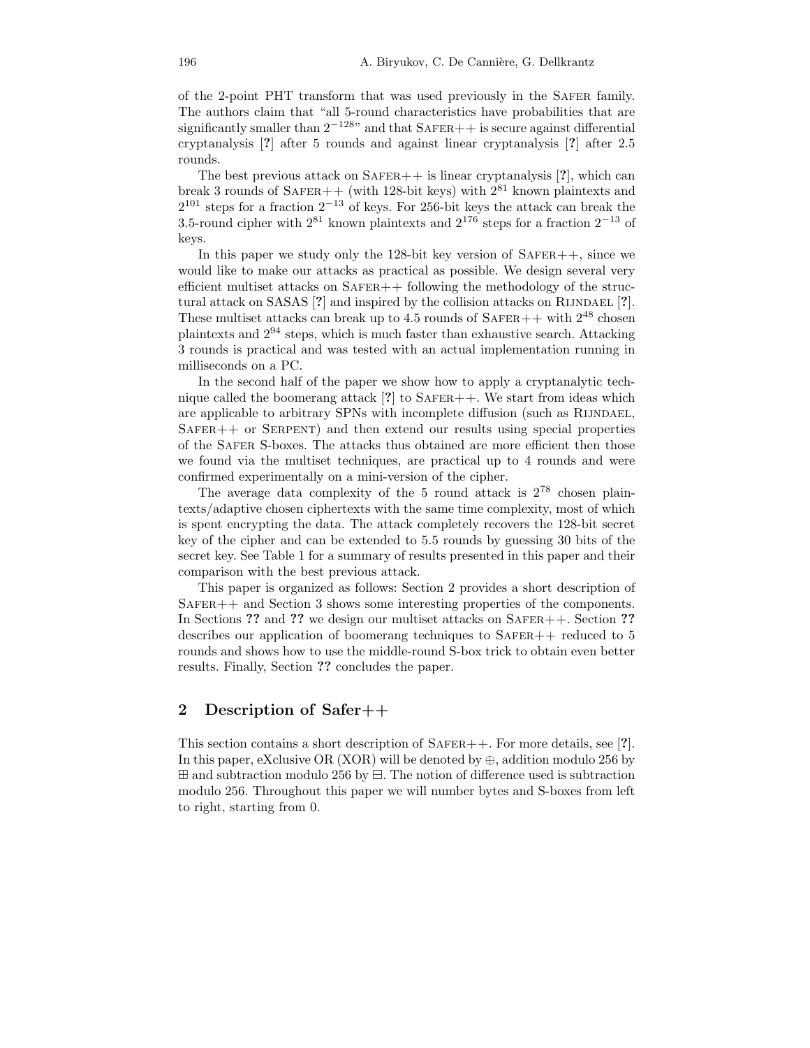of the 2-point PHT transform that was used previously in the SAFER family. The authors claim that "all 5-round characteristics have probabilities that are significantly smaller than $2^{-128}$" and that SAFER++ is secure against differential cryptanalysis [?] after 5 rounds and against linear cryptanalysis [?] after 2.5 rounds.

The best previous attack on SAFER++ is linear cryptanalysis [?], which can break 3 rounds of SAFER++ (with 128-bit keys) with $2^{81}$ known plaintexts and $2^{101}$ steps for a fraction $2^{-13}$ of keys. For 256-bit keys the attack can break the 3.5-round cipher with $2^{81}$ known plaintexts and $2^{176}$ steps for a fraction $2^{-13}$ of keys.

In this paper we study only the 128-bit key version of SAFER++, since we would like to make our attacks as practical as possible. We design several very efficient multiset attacks on SAFER++ following the methodology of the structural attack on SASAS [?] and inspired by the collision attacks on RIJNDAEL [?]. These multiset attacks can break up to 4.5 rounds of SAFER++ with $2^{48}$ chosen plaintexts and $2^{94}$ steps, which is much faster than exhaustive search. Attacking 3 rounds is practical and was tested with an actual implementation running in milliseconds on a PC.

In the second half of the paper we show how to apply a cryptanalytic technique called the boomerang attack [?] to SAFER++. We start from ideas which are applicable to arbitrary SPNs with incomplete diffusion (such as RIJNDAEL, SAFER++ or SERPENT) and then extend our results using special properties of the SAFER S-boxes. The attacks thus obtained are more efficient then those we found via the multiset techniques, are practical up to 4 rounds and were confirmed experimentally on a mini-version of the cipher.

The average data complexity of the 5 round attack is $2^{78}$ chosen plaintexts/adaptive chosen ciphertexts with the same time complexity, most of which is spent encrypting the data. The attack completely recovers the 128-bit secret key of the cipher and can be extended to 5.5 rounds by guessing 30 bits of the secret key. See Table 1 for a summary of results presented in this paper and their comparison with the best previous attack.

This paper is organized as follows: Section 2 provides a short description of SAFER++ and Section 3 shows some interesting properties of the components. In Sections **??** and **??** we design our multiset attacks on SAFER++. Section **??** describes our application of boomerang techniques to SAFER++ reduced to 5 rounds and shows how to use the middle-round S-box trick to obtain even better results. Finally, Section **??** concludes the paper.

## 2 Description of Safer++

This section contains a short description of SAFER++. For more details, see [?]. In this paper, eXclusive OR (XOR) will be denoted by $\oplus$, addition modulo 256 by $\boxplus$ and subtraction modulo 256 by $\boxminus$. The notion of difference used is subtraction modulo 256. Throughout this paper we will number bytes and S-boxes from left to right, starting from 0.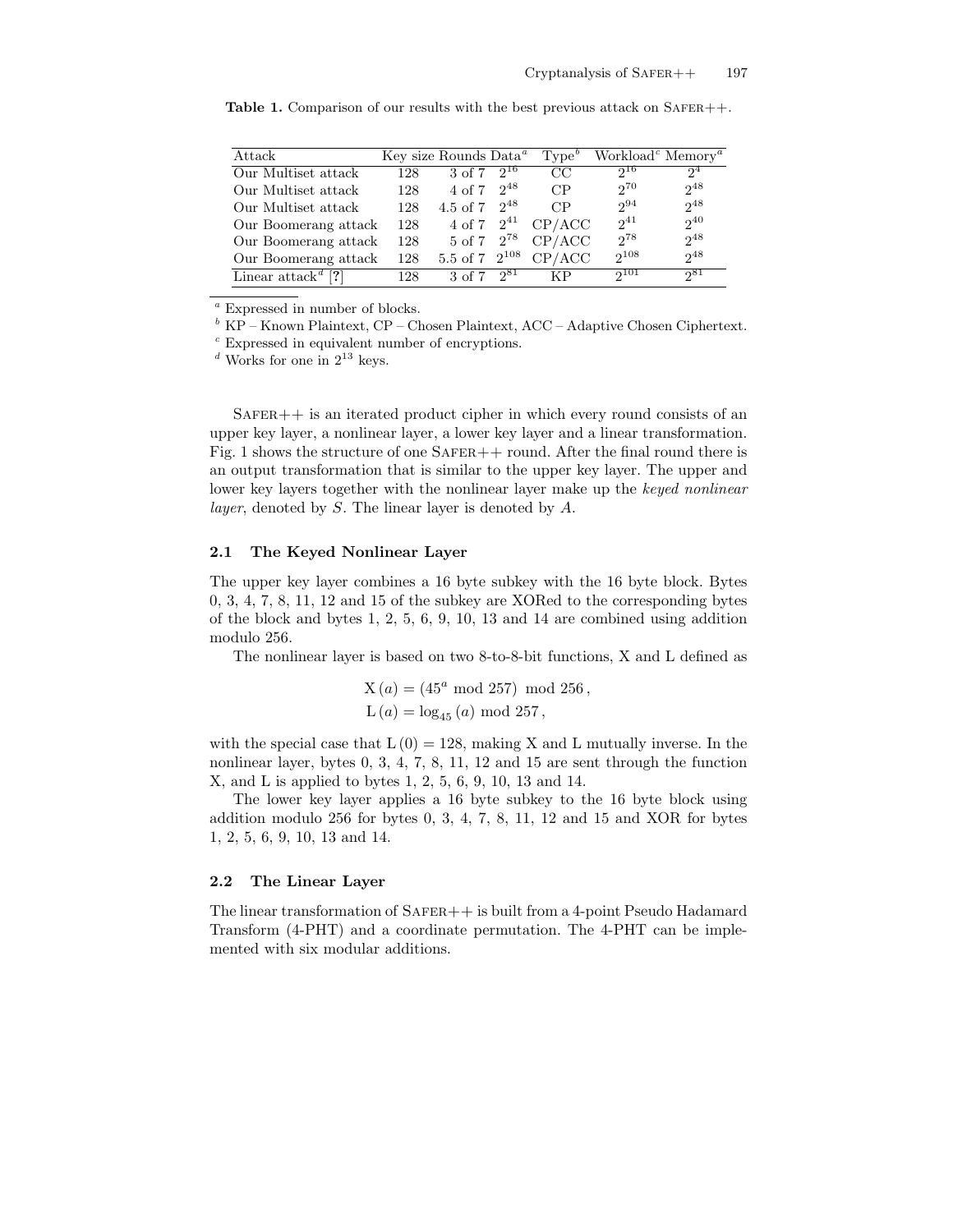**Table 1.** Comparison of our results with the best previous attack on SAFER++.

| Attack | Key size | Rounds | Data[a] | Type[b] | Workload[c] | Memory[a] |
|---|---|---|---|---|---|---|
| Our Multiset attack | 128 | 3 of 7 | $2^{16}$ | CC | $2^{16}$ | $2^{4}$ |
| Our Multiset attack | 128 | 4 of 7 | $2^{48}$ | CP | $2^{70}$ | $2^{48}$ |
| Our Multiset attack | 128 | 4.5 of 7 | $2^{48}$ | CP | $2^{94}$ | $2^{48}$ |
| Our Boomerang attack | 128 | 4 of 7 | $2^{41}$ | CP/ACC | $2^{41}$ | $2^{40}$ |
| Our Boomerang attack | 128 | 5 of 7 | $2^{78}$ | CP/ACC | $2^{78}$ | $2^{48}$ |
| Our Boomerang attack | 128 | 5.5 of 7 | $2^{108}$ | CP/ACC | $2^{108}$ | $2^{48}$ |
| Linear attack[d] [?] | 128 | 3 of 7 | $2^{81}$ | KP | $2^{101}$ | $2^{81}$ |

[a] Expressed in number of blocks.
[b] KP – Known Plaintext, CP – Chosen Plaintext, ACC – Adaptive Chosen Ciphertext.
[c] Expressed in equivalent number of encryptions.
[d] Works for one in $2^{13}$ keys.

SAFER++ is an iterated product cipher in which every round consists of an upper key layer, a nonlinear layer, a lower key layer and a linear transformation. Fig. 1 shows the structure of one SAFER++ round. After the final round there is an output transformation that is similar to the upper key layer. The upper and lower key layers together with the nonlinear layer make up the *keyed nonlinear layer*, denoted by $S$. The linear layer is denoted by $A$.

### 2.1 The Keyed Nonlinear Layer

The upper key layer combines a 16 byte subkey with the 16 byte block. Bytes 0, 3, 4, 7, 8, 11, 12 and 15 of the subkey are XORed to the corresponding bytes of the block and bytes 1, 2, 5, 6, 9, 10, 13 and 14 are combined using addition modulo 256.

The nonlinear layer is based on two 8-to-8-bit functions, X and L defined as

$$\mathrm{X}(a) = (45^a \bmod 257) \bmod 256\,,$$
$$\mathrm{L}(a) = \log_{45}(a) \bmod 257\,,$$

with the special case that $\mathrm{L}(0) = 128$, making X and L mutually inverse. In the nonlinear layer, bytes 0, 3, 4, 7, 8, 11, 12 and 15 are sent through the function X, and L is applied to bytes 1, 2, 5, 6, 9, 10, 13 and 14.

The lower key layer applies a 16 byte subkey to the 16 byte block using addition modulo 256 for bytes 0, 3, 4, 7, 8, 11, 12 and 15 and XOR for bytes 1, 2, 5, 6, 9, 10, 13 and 14.

### 2.2 The Linear Layer

The linear transformation of SAFER++ is built from a 4-point Pseudo Hadamard Transform (4-PHT) and a coordinate permutation. The 4-PHT can be implemented with six modular additions.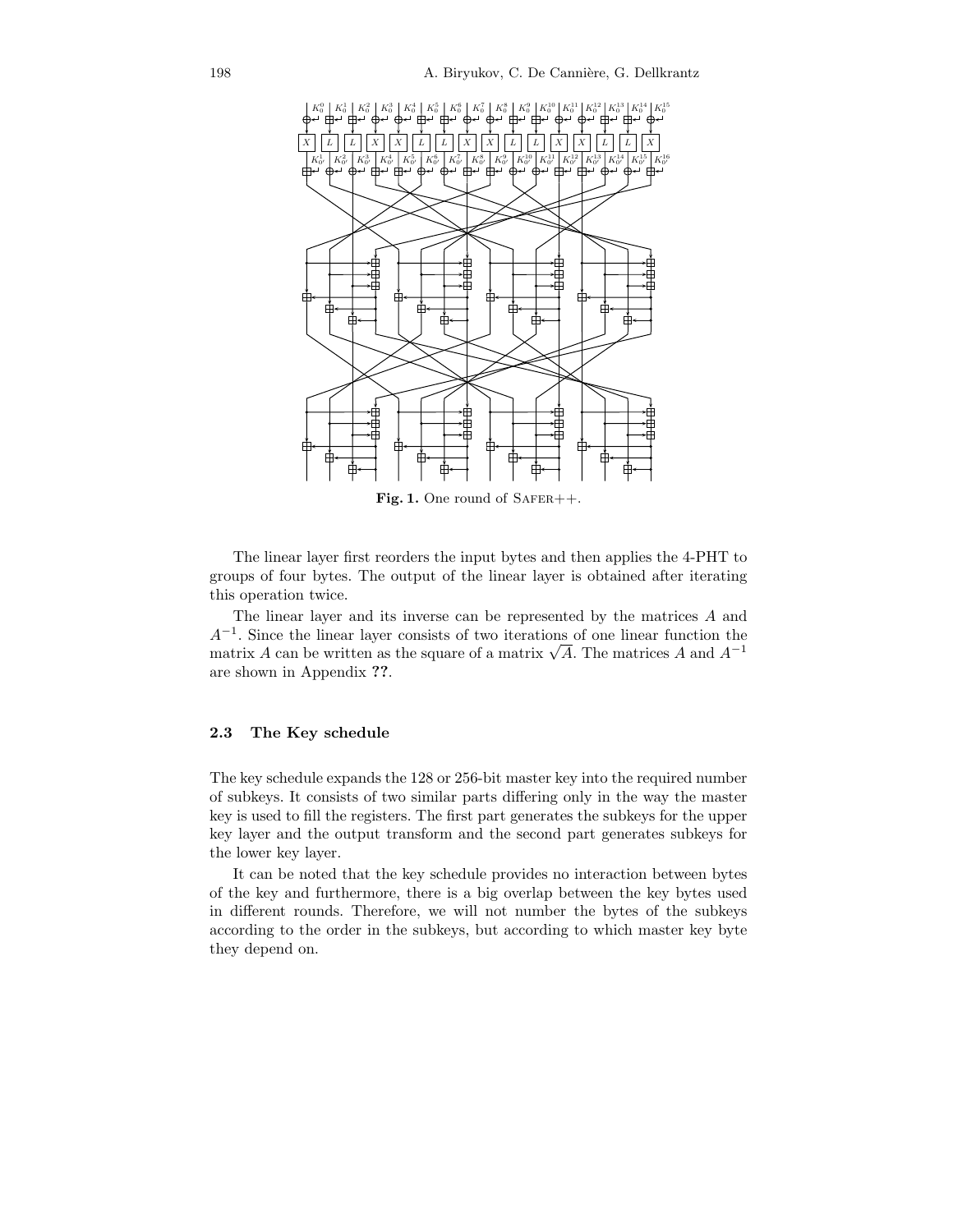**Fig. 1.** One round of SAFER++.

The linear layer first reorders the input bytes and then applies the 4-PHT to groups of four bytes. The output of the linear layer is obtained after iterating this operation twice.

The linear layer and its inverse can be represented by the matrices $A$ and $A^{-1}$. Since the linear layer consists of two iterations of one linear function the matrix $A$ can be written as the square of a matrix $\sqrt{A}$. The matrices $A$ and $A^{-1}$ are shown in Appendix **??**.

### 2.3 The Key schedule

The key schedule expands the 128 or 256-bit master key into the required number of subkeys. It consists of two similar parts differing only in the way the master key is used to fill the registers. The first part generates the subkeys for the upper key layer and the output transform and the second part generates subkeys for the lower key layer.

It can be noted that the key schedule provides no interaction between bytes of the key and furthermore, there is a big overlap between the key bytes used in different rounds. Therefore, we will not number the bytes of the subkeys according to the order in the subkeys, but according to which master key byte they depend on.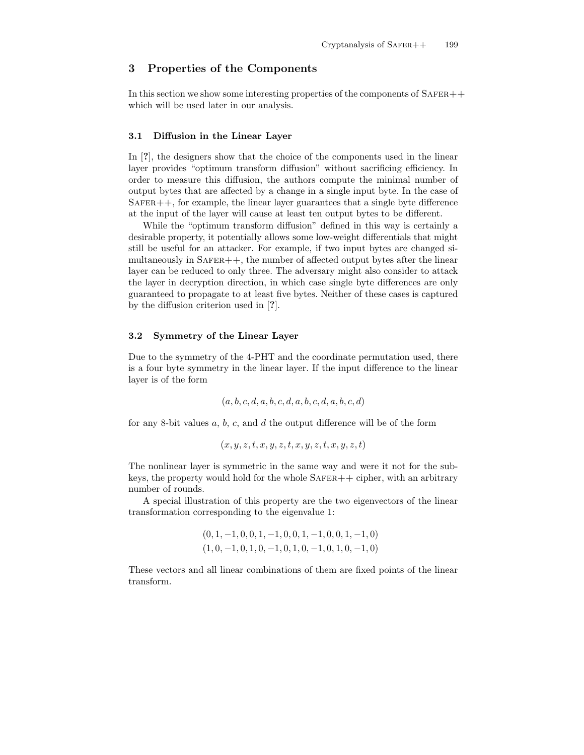## 3 Properties of the Components

In this section we show some interesting properties of the components of Safer++ which will be used later in our analysis.

### 3.1 Diffusion in the Linear Layer

In [**?**], the designers show that the choice of the components used in the linear layer provides "optimum transform diffusion" without sacrificing efficiency. In order to measure this diffusion, the authors compute the minimal number of output bytes that are affected by a change in a single input byte. In the case of Safer++, for example, the linear layer guarantees that a single byte difference at the input of the layer will cause at least ten output bytes to be different.

While the "optimum transform diffusion" defined in this way is certainly a desirable property, it potentially allows some low-weight differentials that might still be useful for an attacker. For example, if two input bytes are changed simultaneously in Safer++, the number of affected output bytes after the linear layer can be reduced to only three. The adversary might also consider to attack the layer in decryption direction, in which case single byte differences are only guaranteed to propagate to at least five bytes. Neither of these cases is captured by the diffusion criterion used in [**?**].

### 3.2 Symmetry of the Linear Layer

Due to the symmetry of the 4-PHT and the coordinate permutation used, there is a four byte symmetry in the linear layer. If the input difference to the linear layer is of the form

$$(a, b, c, d, a, b, c, d, a, b, c, d, a, b, c, d)$$

for any 8-bit values $a$, $b$, $c$, and $d$ the output difference will be of the form

$$(x, y, z, t, x, y, z, t, x, y, z, t, x, y, z, t)$$

The nonlinear layer is symmetric in the same way and were it not for the subkeys, the property would hold for the whole Safer++ cipher, with an arbitrary number of rounds.

A special illustration of this property are the two eigenvectors of the linear transformation corresponding to the eigenvalue 1:

$$(0, 1, -1, 0, 0, 1, -1, 0, 0, 1, -1, 0, 0, 1, -1, 0)$$
$$(1, 0, -1, 0, 1, 0, -1, 0, 1, 0, -1, 0, 1, 0, -1, 0)$$

These vectors and all linear combinations of them are fixed points of the linear transform.